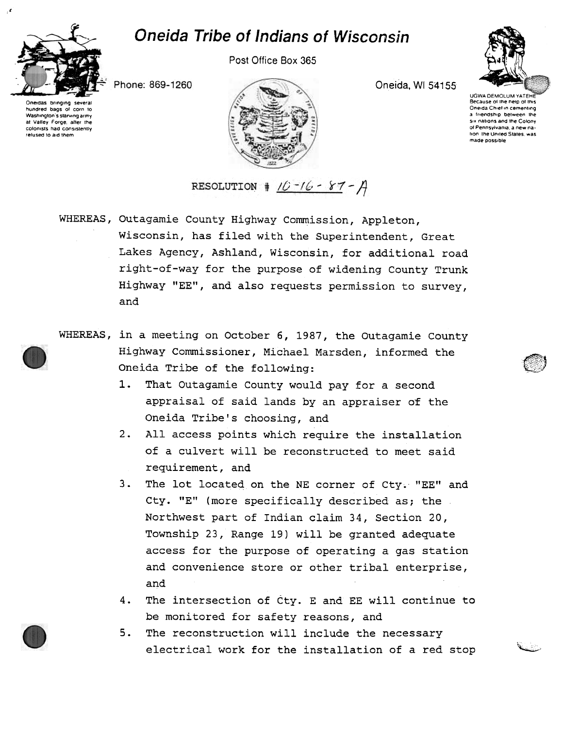# Oneida Tribe of Indians of Wisconsin

Post Office Box 365

Phone: 869-1260

Oneida, WI 54155

Oneidas bringing several hundred bags of corn to Washington's starving army at Valley Forge, after the colonists had consistently refused to aid them

UGWA DEMOLUM YATEHE
Because of the help of this Oneida Chief in cementing a friendship between the six nations and the Colony of Pennsylvania, a new nation the United States, was made possible

RESOLUTION # 10-16-87-A

WHEREAS, Outagamie County Highway Commission, Appleton, Wisconsin, has filed with the Superintendent, Great Lakes Agency, Ashland, Wisconsin, for additional road right-of-way for the purpose of widening County Trunk Highway "EE", and also requests permission to survey, and

WHEREAS, in a meeting on October 6, 1987, the Outagamie County Highway Commissioner, Michael Marsden, informed the Oneida Tribe of the following:

1. That Outagamie County would pay for a second appraisal of said lands by an appraiser of the Oneida Tribe's choosing, and
2. All access points which require the installation of a culvert will be reconstructed to meet said requirement, and
3. The lot located on the NE corner of Cty. "EE" and Cty. "E" (more specifically described as; the Northwest part of Indian claim 34, Section 20, Township 23, Range 19) will be granted adequate access for the purpose of operating a gas station and convenience store or other tribal enterprise, and
4. The intersection of Cty. E and EE will continue to be monitored for safety reasons, and
5. The reconstruction will include the necessary electrical work for the installation of a red stop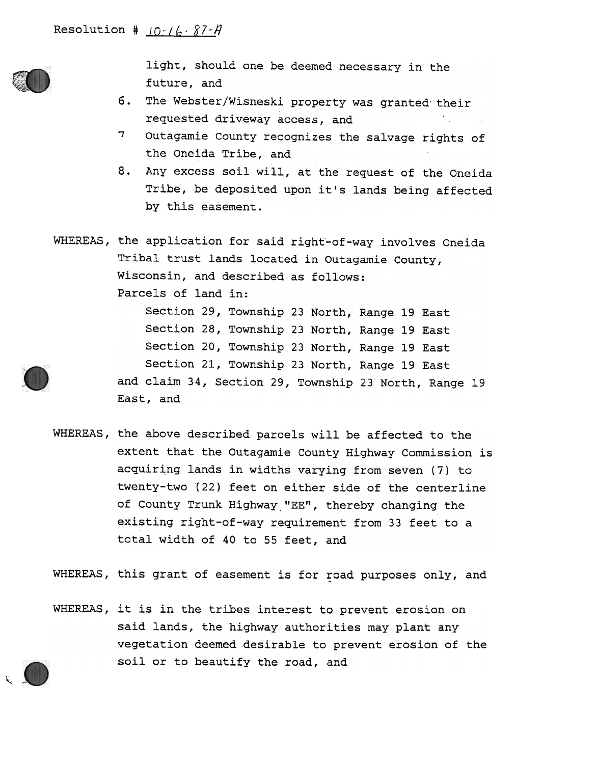Resolution # 10-16-87-A

light, should one be deemed necessary in the future, and

6. The Webster/Wisneski property was granted their requested driveway access, and
7. Outagamie County recognizes the salvage rights of the Oneida Tribe, and
8. Any excess soil will, at the request of the Oneida Tribe, be deposited upon it's lands being affected by this easement.

WHEREAS, the application for said right-of-way involves Oneida Tribal trust lands located in Outagamie County, Wisconsin, and described as follows:

Parcels of land in:

Section 29, Township 23 North, Range 19 East
Section 28, Township 23 North, Range 19 East
Section 20, Township 23 North, Range 19 East
Section 21, Township 23 North, Range 19 East

and claim 34, Section 29, Township 23 North, Range 19 East, and

WHEREAS, the above described parcels will be affected to the extent that the Outagamie County Highway Commission is acquiring lands in widths varying from seven (7) to twenty-two (22) feet on either side of the centerline of County Trunk Highway "EE", thereby changing the existing right-of-way requirement from 33 feet to a total width of 40 to 55 feet, and

WHEREAS, this grant of easement is for road purposes only, and

WHEREAS, it is in the tribes interest to prevent erosion on said lands, the highway authorities may plant any vegetation deemed desirable to prevent erosion of the soil or to beautify the road, and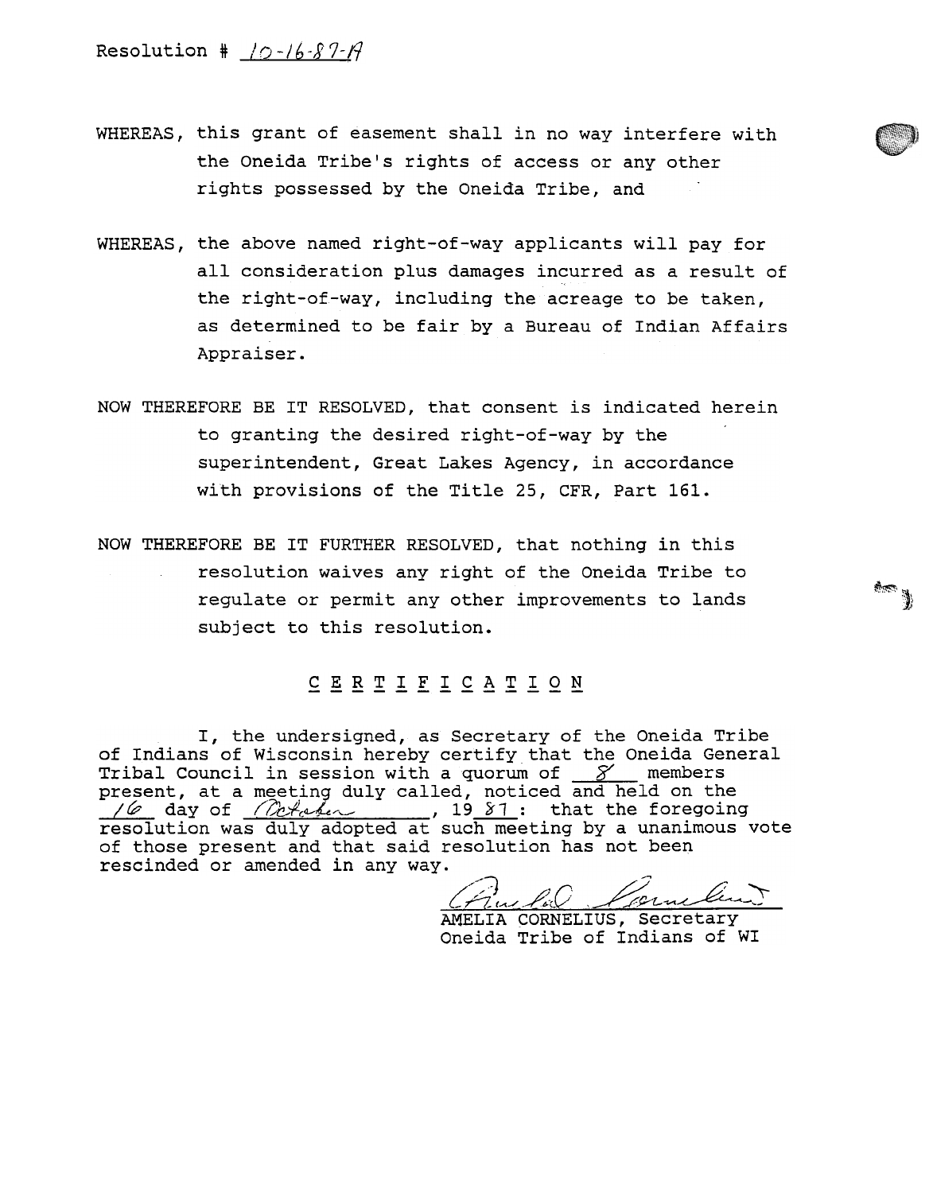Resolution # 10-16-87-A

WHEREAS, this grant of easement shall in no way interfere with the Oneida Tribe's rights of access or any other rights possessed by the Oneida Tribe, and

WHEREAS, the above named right-of-way applicants will pay for all consideration plus damages incurred as a result of the right-of-way, including the acreage to be taken, as determined to be fair by a Bureau of Indian Affairs Appraiser.

NOW THEREFORE BE IT RESOLVED, that consent is indicated herein to granting the desired right-of-way by the superintendent, Great Lakes Agency, in accordance with provisions of the Title 25, CFR, Part 161.

NOW THEREFORE BE IT FURTHER RESOLVED, that nothing in this resolution waives any right of the Oneida Tribe to regulate or permit any other improvements to lands subject to this resolution.

## CERTIFICATION

I, the undersigned, as Secretary of the Oneida Tribe of Indians of Wisconsin hereby certify that the Oneida General Tribal Council in session with a quorum of 8 members present, at a meeting duly called, noticed and held on the 16 day of October, 1987: that the foregoing resolution was duly adopted at such meeting by a unanimous vote of those present and that said resolution has not been rescinded or amended in any way.

Amelia Cornelius

AMELIA CORNELIUS, Secretary
Oneida Tribe of Indians of WI